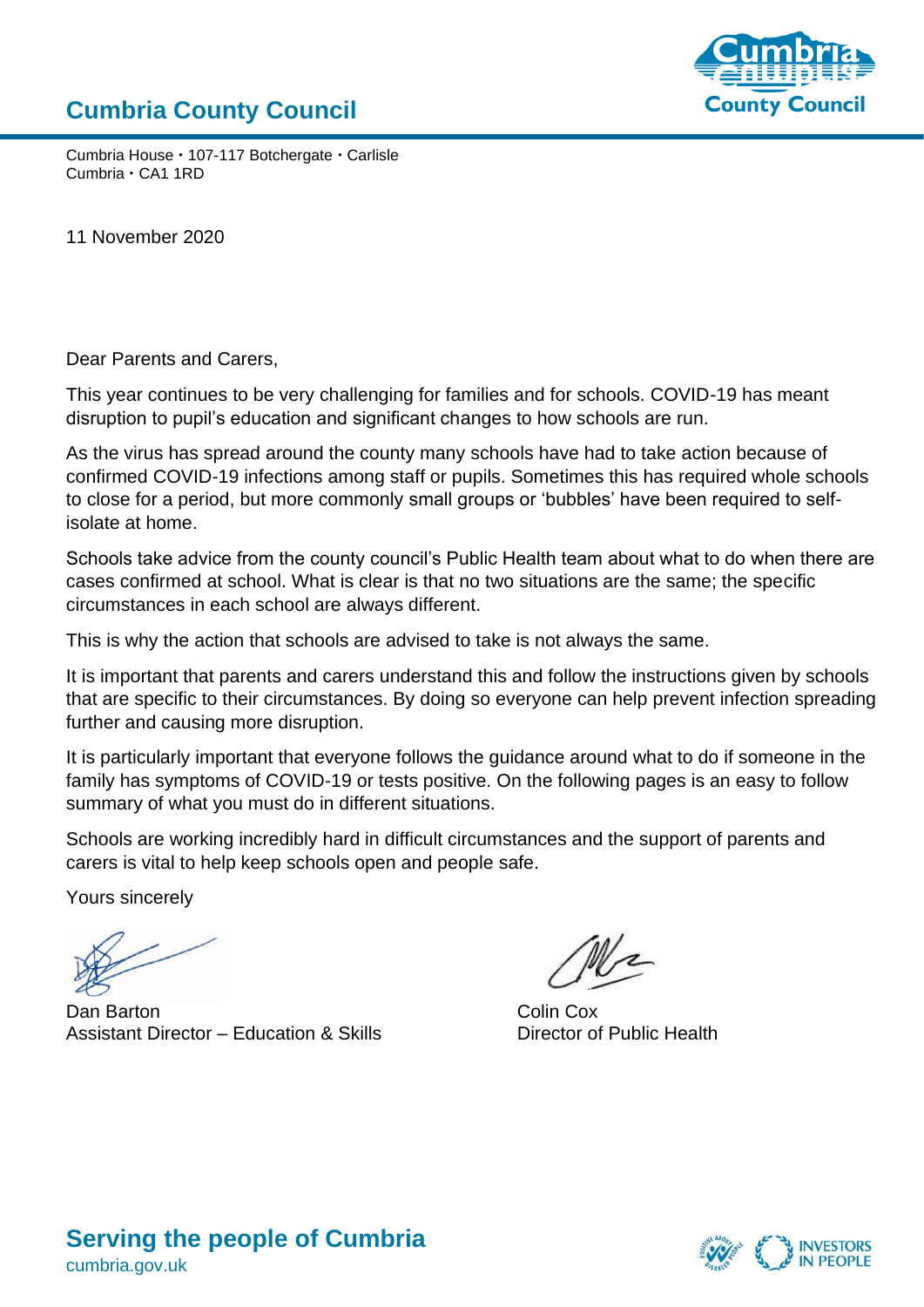# Cumbria County Council

Cumbria House • 107-117 Botchergate • Carlisle
Cumbria • CA1 1RD

11 November 2020

Dear Parents and Carers,

This year continues to be very challenging for families and for schools. COVID-19 has meant disruption to pupil's education and significant changes to how schools are run.

As the virus has spread around the county many schools have had to take action because of confirmed COVID-19 infections among staff or pupils. Sometimes this has required whole schools to close for a period, but more commonly small groups or 'bubbles' have been required to self-isolate at home.

Schools take advice from the county council's Public Health team about what to do when there are cases confirmed at school. What is clear is that no two situations are the same; the specific circumstances in each school are always different.

This is why the action that schools are advised to take is not always the same.

It is important that parents and carers understand this and follow the instructions given by schools that are specific to their circumstances. By doing so everyone can help prevent infection spreading further and causing more disruption.

It is particularly important that everyone follows the guidance around what to do if someone in the family has symptoms of COVID-19 or tests positive. On the following pages is an easy to follow summary of what you must do in different situations.

Schools are working incredibly hard in difficult circumstances and the support of parents and carers is vital to help keep schools open and people safe.

Yours sincerely

Dan Barton
Assistant Director – Education & Skills

Colin Cox
Director of Public Health

**Serving the people of Cumbria**
cumbria.gov.uk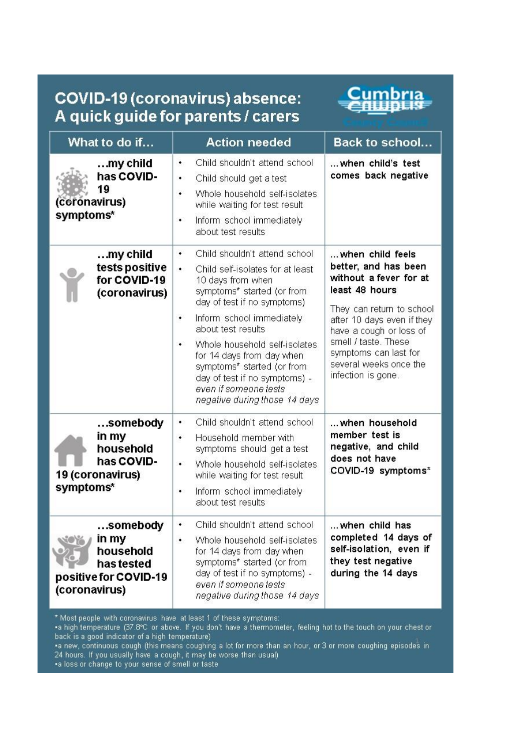# COVID-19 (coronavirus) absence: A quick guide for parents / carers

| What to do if… | Action needed | Back to school… |
| --- | --- | --- |
| …my child has COVID-19 (coronavirus) symptoms* | • Child shouldn't attend school<br>• Child should get a test<br>• Whole household self-isolates while waiting for test result<br>• Inform school immediately about test results | …when child's test comes back negative |
| …my child tests positive for COVID-19 (coronavirus) | • Child shouldn't attend school<br>• Child self-isolates for at least 10 days from when symptoms* started (or from day of test if no symptoms)<br>• Inform school immediately about test results<br>• Whole household self-isolates for 14 days from day when symptoms* started (or from day of test if no symptoms) - *even if someone tests negative during those 14 days* | …when child feels better, and has been without a fever for at least 48 hours<br><br>They can return to school after 10 days even if they have a cough or loss of smell / taste. These symptoms can last for several weeks once the infection is gone. |
| …somebody in my household has COVID-19 (coronavirus) symptoms* | • Child shouldn't attend school<br>• Household member with symptoms should get a test<br>• Whole household self-isolates while waiting for test result<br>• Inform school immediately about test results | …when household member test is negative, and child does not have COVID-19 symptoms* |
| …somebody in my household has tested positive for COVID-19 (coronavirus) | • Child shouldn't attend school<br>• Whole household self-isolates for 14 days from day when symptoms* started (or from day of test if no symptoms) - *even if someone tests negative during those 14 days* | …when child has completed 14 days of self-isolation, even if they test negative during the 14 days |

\* Most people with coronavirus have at least 1 of these symptoms:

- a high temperature (37.8°C or above. If you don't have a thermometer, feeling hot to the touch on your chest or back is a good indicator of a high temperature)
- a new, continuous cough (this means coughing a lot for more than an hour, or 3 or more coughing episodes in 24 hours. If you usually have a cough, it may be worse than usual)
- a loss or change to your sense of smell or taste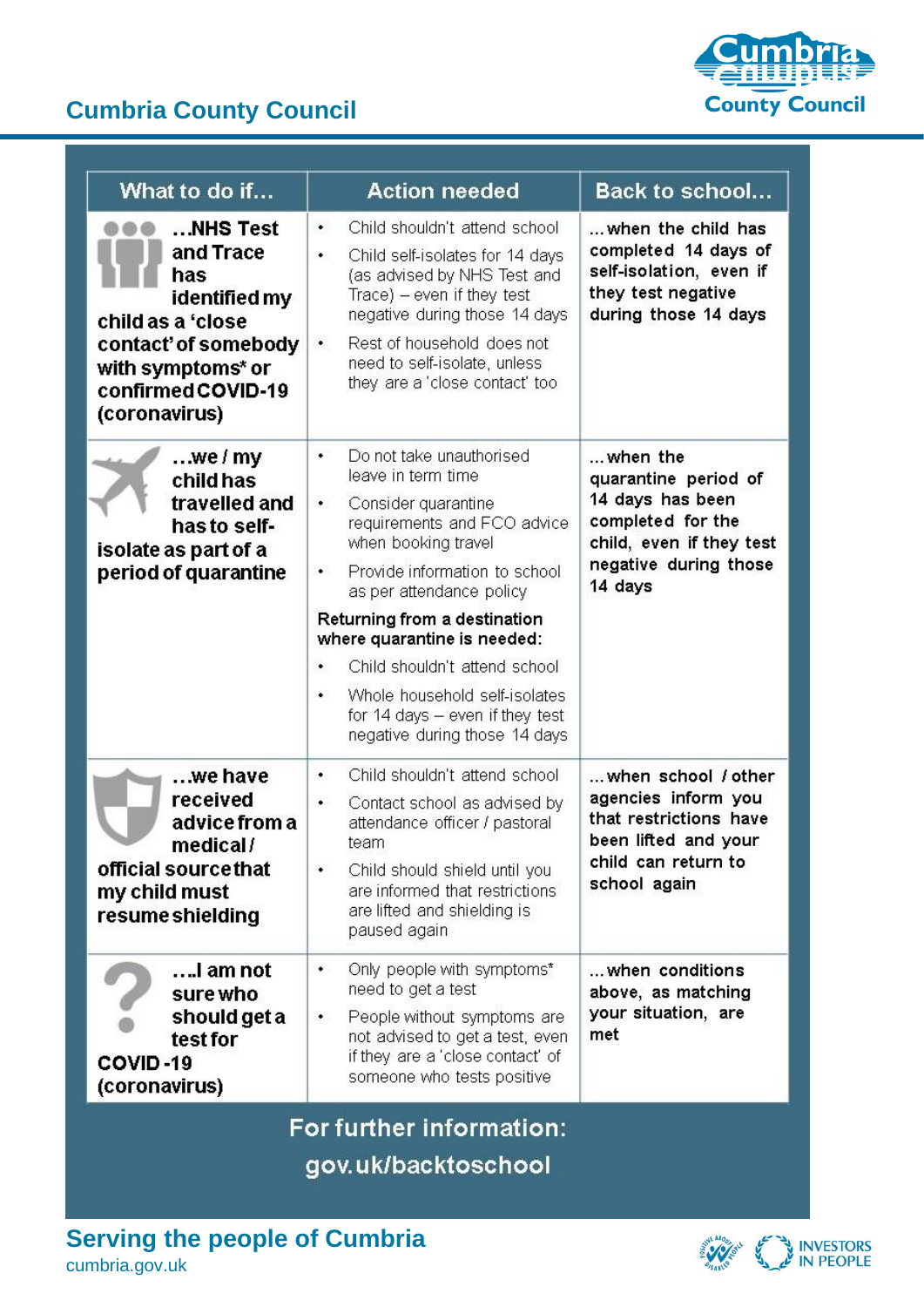# Cumbria County Council

| What to do if… | Action needed | Back to school… |
|---|---|---|
| …NHS Test and Trace has identified my child as a 'close contact' of somebody with symptoms* or confirmed COVID-19 (coronavirus) | • Child shouldn't attend school<br>• Child self-isolates for 14 days (as advised by NHS Test and Trace) – even if they test negative during those 14 days<br>• Rest of household does not need to self-isolate, unless they are a 'close contact' too | …when the child has completed 14 days of self-isolation, even if they test negative during those 14 days |
| …we / my child has travelled and has to self-isolate as part of a period of quarantine | • Do not take unauthorised leave in term time<br>• Consider quarantine requirements and FCO advice when booking travel<br>• Provide information to school as per attendance policy<br>**Returning from a destination where quarantine is needed:**<br>• Child shouldn't attend school<br>• Whole household self-isolates for 14 days – even if they test negative during those 14 days | …when the quarantine period of 14 days has been completed for the child, even if they test negative during those 14 days |
| …we have received advice from a medical / official source that my child must resume shielding | • Child shouldn't attend school<br>• Contact school as advised by attendance officer / pastoral team<br>• Child should shield until you are informed that restrictions are lifted and shielding is paused again | …when school / other agencies inform you that restrictions have been lifted and your child can return to school again |
| ….I am not sure who should get a test for COVID-19 (coronavirus) | • Only people with symptoms* need to get a test<br>• People without symptoms are not advised to get a test, even if they are a 'close contact' of someone who tests positive | …when conditions above, as matching your situation, are met |

**For further information:**

**gov.uk/backtoschool**

**Serving the people of Cumbria**

cumbria.gov.uk